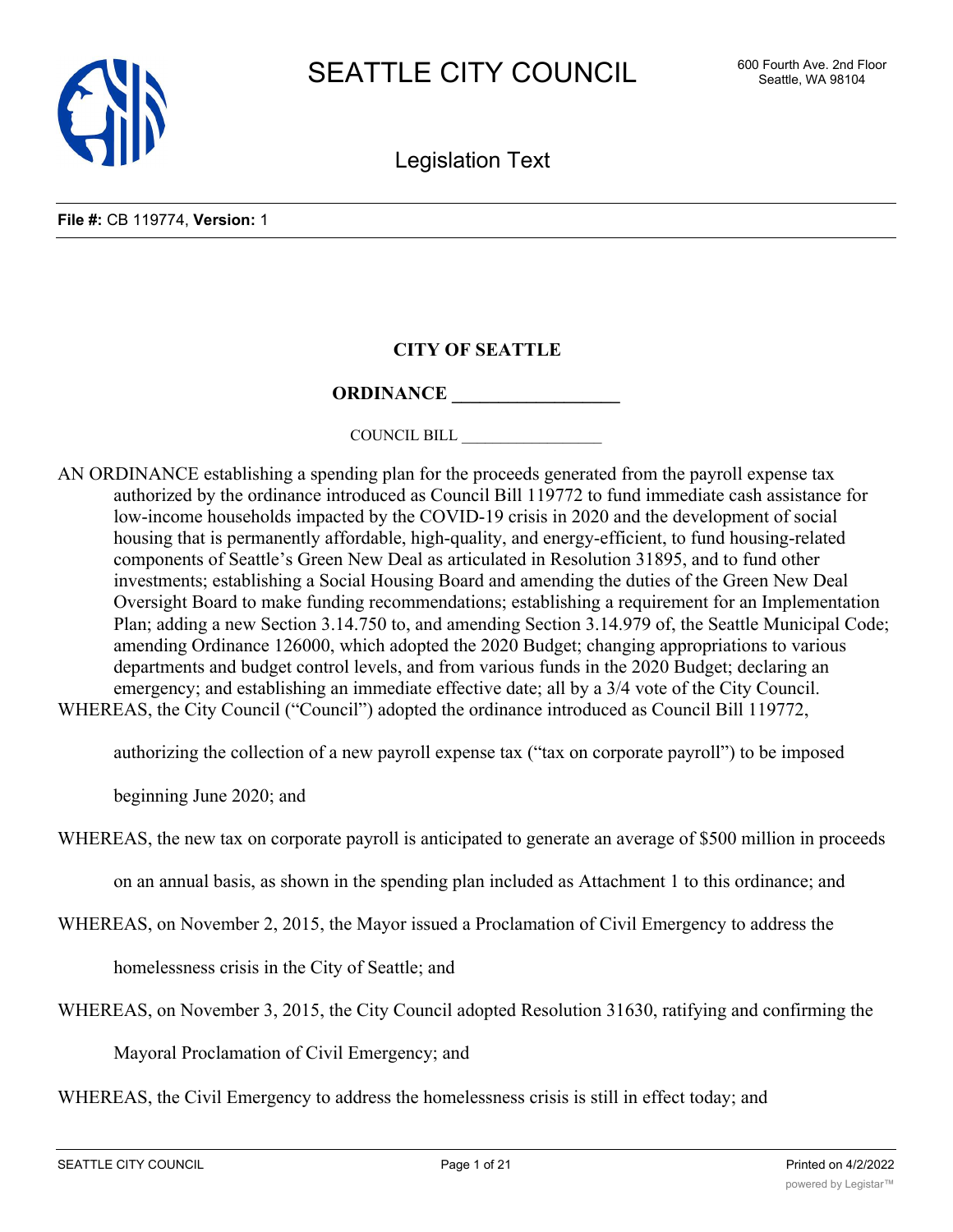# SEATTLE CITY COUNCIL

600 Fourth Ave. 2nd Floor
Seattle, WA 98104

Legislation Text

**File #:** CB 119774, **Version:** 1

**CITY OF SEATTLE**

**ORDINANCE __________________**

COUNCIL BILL __________________

AN ORDINANCE establishing a spending plan for the proceeds generated from the payroll expense tax authorized by the ordinance introduced as Council Bill 119772 to fund immediate cash assistance for low-income households impacted by the COVID-19 crisis in 2020 and the development of social housing that is permanently affordable, high-quality, and energy-efficient, to fund housing-related components of Seattle's Green New Deal as articulated in Resolution 31895, and to fund other investments; establishing a Social Housing Board and amending the duties of the Green New Deal Oversight Board to make funding recommendations; establishing a requirement for an Implementation Plan; adding a new Section 3.14.750 to, and amending Section 3.14.979 of, the Seattle Municipal Code; amending Ordinance 126000, which adopted the 2020 Budget; changing appropriations to various departments and budget control levels, and from various funds in the 2020 Budget; declaring an emergency; and establishing an immediate effective date; all by a 3/4 vote of the City Council.

WHEREAS, the City Council ("Council") adopted the ordinance introduced as Council Bill 119772, authorizing the collection of a new payroll expense tax ("tax on corporate payroll") to be imposed beginning June 2020; and

WHEREAS, the new tax on corporate payroll is anticipated to generate an average of $500 million in proceeds on an annual basis, as shown in the spending plan included as Attachment 1 to this ordinance; and

WHEREAS, on November 2, 2015, the Mayor issued a Proclamation of Civil Emergency to address the homelessness crisis in the City of Seattle; and

WHEREAS, on November 3, 2015, the City Council adopted Resolution 31630, ratifying and confirming the Mayoral Proclamation of Civil Emergency; and

WHEREAS, the Civil Emergency to address the homelessness crisis is still in effect today; and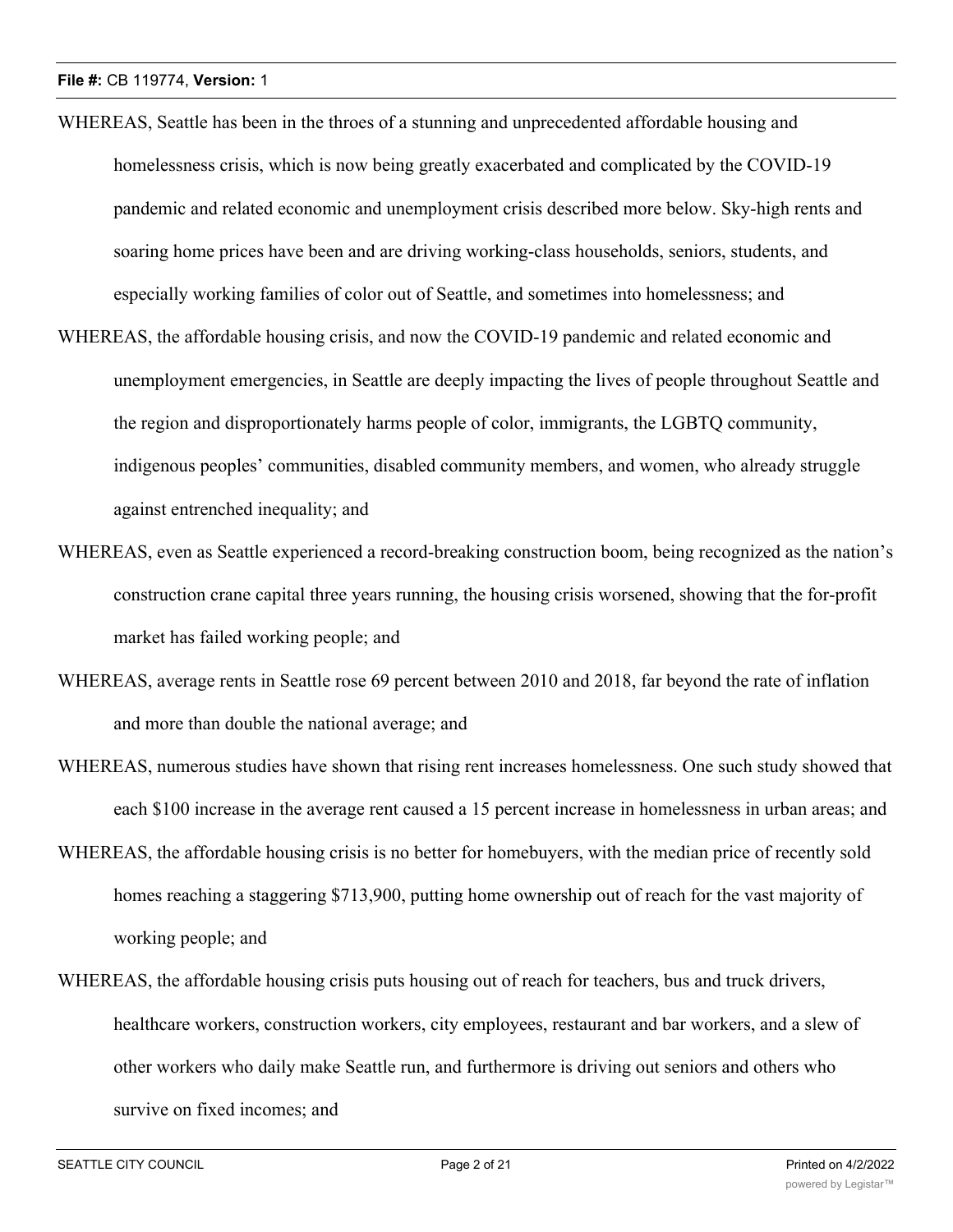WHEREAS, Seattle has been in the throes of a stunning and unprecedented affordable housing and homelessness crisis, which is now being greatly exacerbated and complicated by the COVID-19 pandemic and related economic and unemployment crisis described more below. Sky-high rents and soaring home prices have been and are driving working-class households, seniors, students, and especially working families of color out of Seattle, and sometimes into homelessness; and

WHEREAS, the affordable housing crisis, and now the COVID-19 pandemic and related economic and unemployment emergencies, in Seattle are deeply impacting the lives of people throughout Seattle and the region and disproportionately harms people of color, immigrants, the LGBTQ community, indigenous peoples' communities, disabled community members, and women, who already struggle against entrenched inequality; and

WHEREAS, even as Seattle experienced a record-breaking construction boom, being recognized as the nation's construction crane capital three years running, the housing crisis worsened, showing that the for-profit market has failed working people; and

WHEREAS, average rents in Seattle rose 69 percent between 2010 and 2018, far beyond the rate of inflation and more than double the national average; and

WHEREAS, numerous studies have shown that rising rent increases homelessness. One such study showed that each $100 increase in the average rent caused a 15 percent increase in homelessness in urban areas; and

WHEREAS, the affordable housing crisis is no better for homebuyers, with the median price of recently sold homes reaching a staggering $713,900, putting home ownership out of reach for the vast majority of working people; and

WHEREAS, the affordable housing crisis puts housing out of reach for teachers, bus and truck drivers, healthcare workers, construction workers, city employees, restaurant and bar workers, and a slew of other workers who daily make Seattle run, and furthermore is driving out seniors and others who survive on fixed incomes; and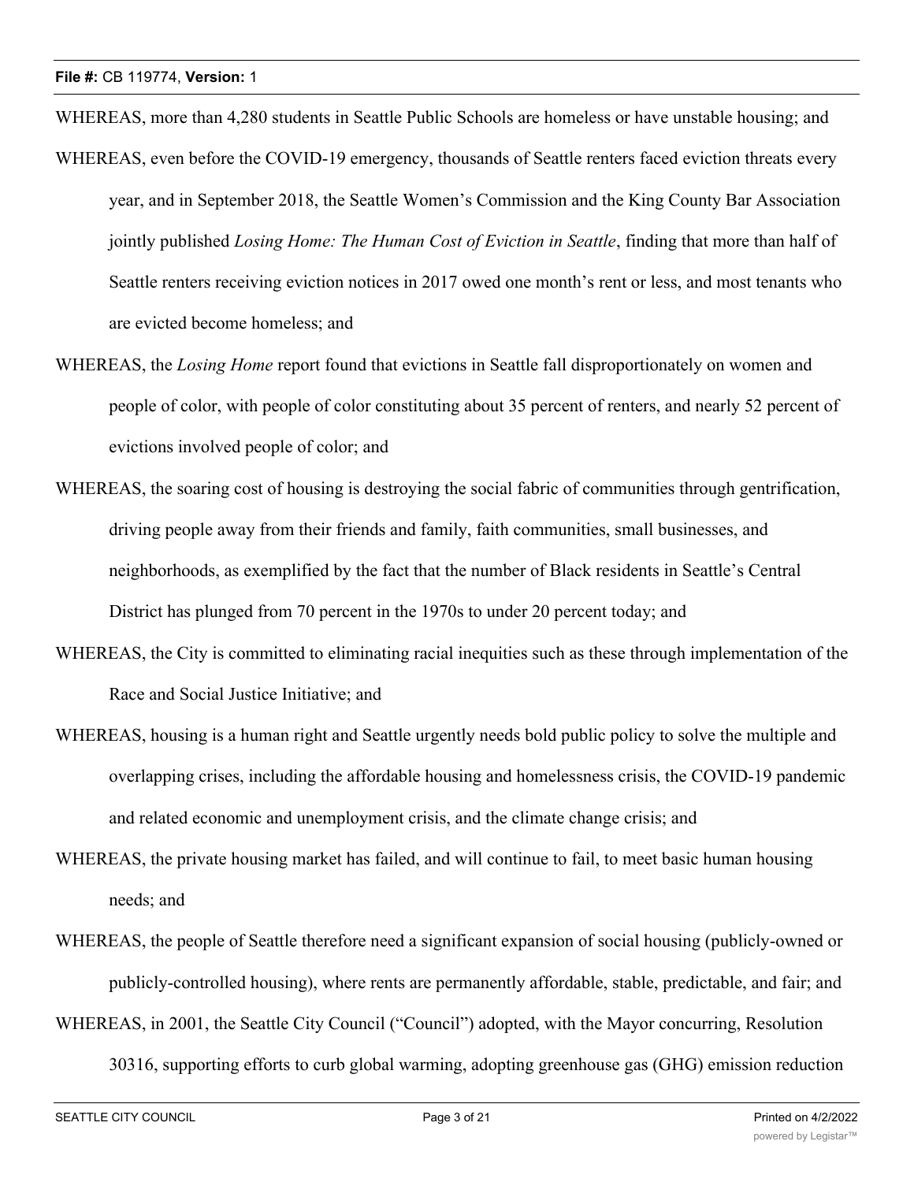WHEREAS, more than 4,280 students in Seattle Public Schools are homeless or have unstable housing; and

WHEREAS, even before the COVID-19 emergency, thousands of Seattle renters faced eviction threats every year, and in September 2018, the Seattle Women's Commission and the King County Bar Association jointly published *Losing Home: The Human Cost of Eviction in Seattle*, finding that more than half of Seattle renters receiving eviction notices in 2017 owed one month's rent or less, and most tenants who are evicted become homeless; and

WHEREAS, the *Losing Home* report found that evictions in Seattle fall disproportionately on women and people of color, with people of color constituting about 35 percent of renters, and nearly 52 percent of evictions involved people of color; and

WHEREAS, the soaring cost of housing is destroying the social fabric of communities through gentrification, driving people away from their friends and family, faith communities, small businesses, and neighborhoods, as exemplified by the fact that the number of Black residents in Seattle's Central District has plunged from 70 percent in the 1970s to under 20 percent today; and

WHEREAS, the City is committed to eliminating racial inequities such as these through implementation of the Race and Social Justice Initiative; and

WHEREAS, housing is a human right and Seattle urgently needs bold public policy to solve the multiple and overlapping crises, including the affordable housing and homelessness crisis, the COVID-19 pandemic and related economic and unemployment crisis, and the climate change crisis; and

WHEREAS, the private housing market has failed, and will continue to fail, to meet basic human housing needs; and

WHEREAS, the people of Seattle therefore need a significant expansion of social housing (publicly-owned or publicly-controlled housing), where rents are permanently affordable, stable, predictable, and fair; and

WHEREAS, in 2001, the Seattle City Council ("Council") adopted, with the Mayor concurring, Resolution 30316, supporting efforts to curb global warming, adopting greenhouse gas (GHG) emission reduction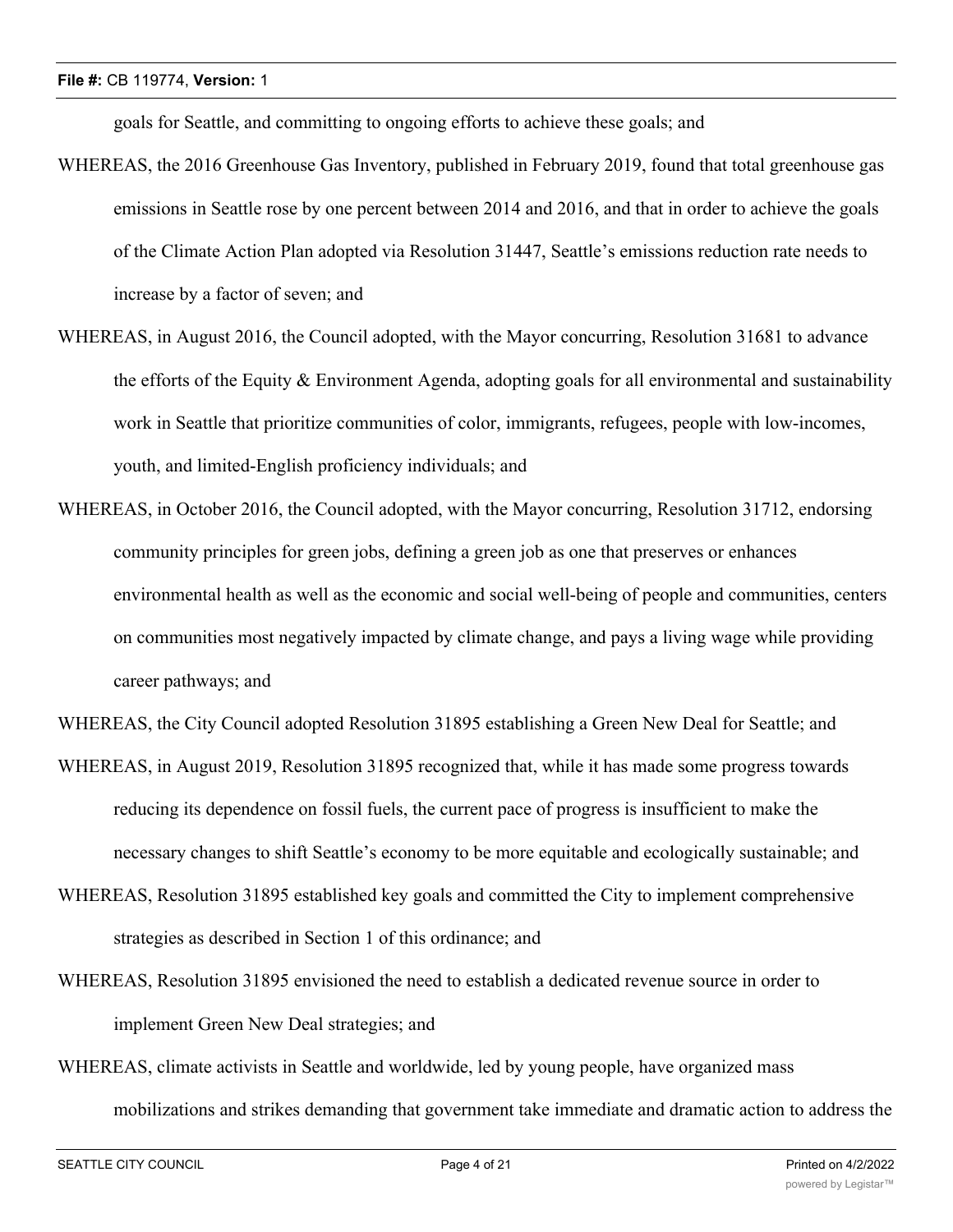goals for Seattle, and committing to ongoing efforts to achieve these goals; and

WHEREAS, the 2016 Greenhouse Gas Inventory, published in February 2019, found that total greenhouse gas emissions in Seattle rose by one percent between 2014 and 2016, and that in order to achieve the goals of the Climate Action Plan adopted via Resolution 31447, Seattle's emissions reduction rate needs to increase by a factor of seven; and

WHEREAS, in August 2016, the Council adopted, with the Mayor concurring, Resolution 31681 to advance the efforts of the Equity & Environment Agenda, adopting goals for all environmental and sustainability work in Seattle that prioritize communities of color, immigrants, refugees, people with low-incomes, youth, and limited-English proficiency individuals; and

WHEREAS, in October 2016, the Council adopted, with the Mayor concurring, Resolution 31712, endorsing community principles for green jobs, defining a green job as one that preserves or enhances environmental health as well as the economic and social well-being of people and communities, centers on communities most negatively impacted by climate change, and pays a living wage while providing career pathways; and

WHEREAS, the City Council adopted Resolution 31895 establishing a Green New Deal for Seattle; and

WHEREAS, in August 2019, Resolution 31895 recognized that, while it has made some progress towards reducing its dependence on fossil fuels, the current pace of progress is insufficient to make the necessary changes to shift Seattle's economy to be more equitable and ecologically sustainable; and

WHEREAS, Resolution 31895 established key goals and committed the City to implement comprehensive strategies as described in Section 1 of this ordinance; and

WHEREAS, Resolution 31895 envisioned the need to establish a dedicated revenue source in order to implement Green New Deal strategies; and

WHEREAS, climate activists in Seattle and worldwide, led by young people, have organized mass mobilizations and strikes demanding that government take immediate and dramatic action to address the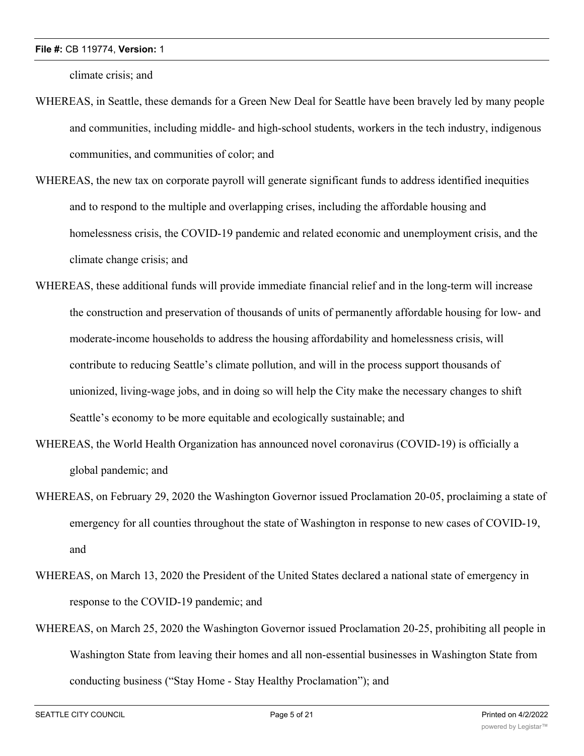climate crisis; and

WHEREAS, in Seattle, these demands for a Green New Deal for Seattle have been bravely led by many people and communities, including middle- and high-school students, workers in the tech industry, indigenous communities, and communities of color; and

WHEREAS, the new tax on corporate payroll will generate significant funds to address identified inequities and to respond to the multiple and overlapping crises, including the affordable housing and homelessness crisis, the COVID-19 pandemic and related economic and unemployment crisis, and the climate change crisis; and

WHEREAS, these additional funds will provide immediate financial relief and in the long-term will increase the construction and preservation of thousands of units of permanently affordable housing for low- and moderate-income households to address the housing affordability and homelessness crisis, will contribute to reducing Seattle's climate pollution, and will in the process support thousands of unionized, living-wage jobs, and in doing so will help the City make the necessary changes to shift Seattle's economy to be more equitable and ecologically sustainable; and

WHEREAS, the World Health Organization has announced novel coronavirus (COVID-19) is officially a global pandemic; and

WHEREAS, on February 29, 2020 the Washington Governor issued Proclamation 20-05, proclaiming a state of emergency for all counties throughout the state of Washington in response to new cases of COVID-19, and

WHEREAS, on March 13, 2020 the President of the United States declared a national state of emergency in response to the COVID-19 pandemic; and

WHEREAS, on March 25, 2020 the Washington Governor issued Proclamation 20-25, prohibiting all people in Washington State from leaving their homes and all non-essential businesses in Washington State from conducting business ("Stay Home - Stay Healthy Proclamation"); and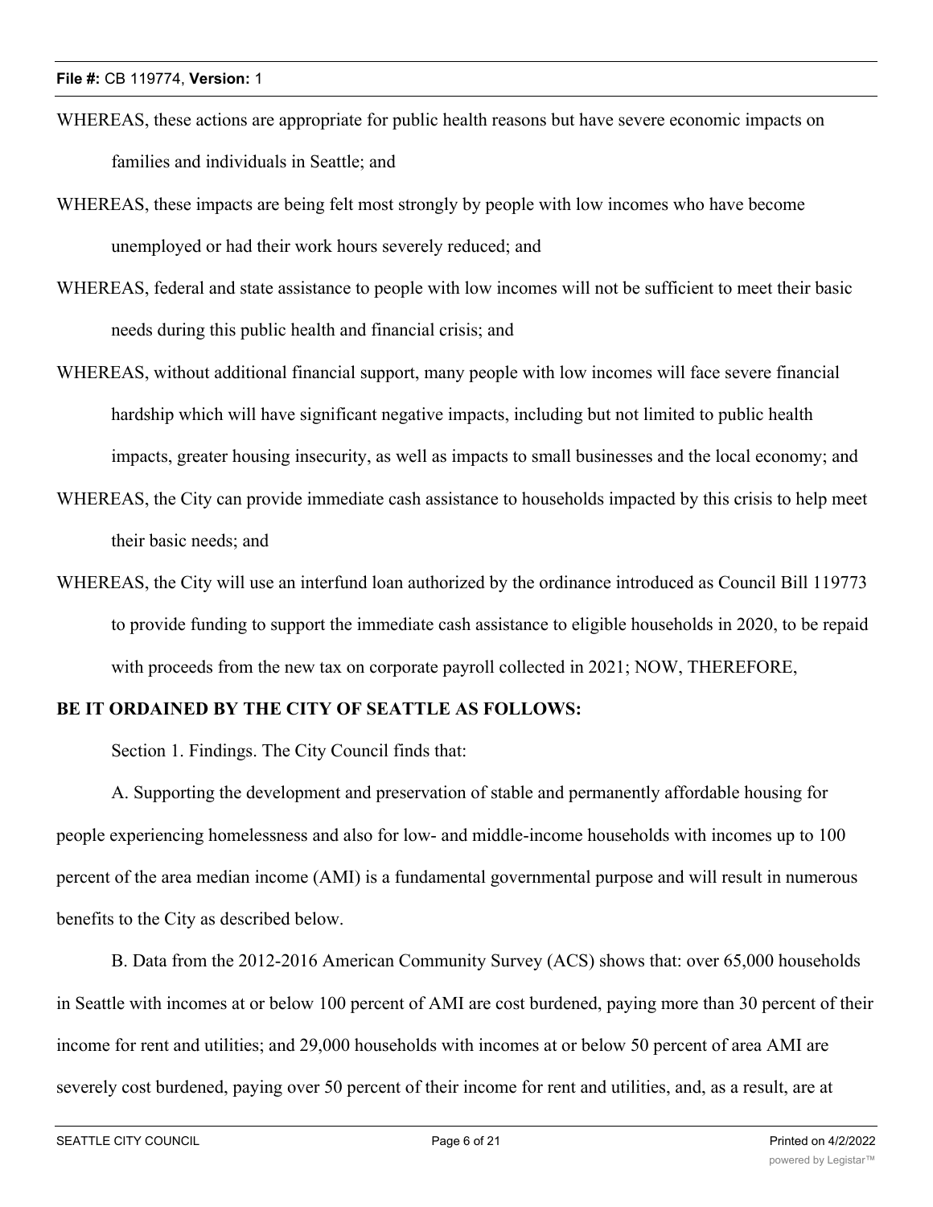WHEREAS, these actions are appropriate for public health reasons but have severe economic impacts on families and individuals in Seattle; and

WHEREAS, these impacts are being felt most strongly by people with low incomes who have become unemployed or had their work hours severely reduced; and

WHEREAS, federal and state assistance to people with low incomes will not be sufficient to meet their basic needs during this public health and financial crisis; and

WHEREAS, without additional financial support, many people with low incomes will face severe financial hardship which will have significant negative impacts, including but not limited to public health impacts, greater housing insecurity, as well as impacts to small businesses and the local economy; and

WHEREAS, the City can provide immediate cash assistance to households impacted by this crisis to help meet their basic needs; and

WHEREAS, the City will use an interfund loan authorized by the ordinance introduced as Council Bill 119773 to provide funding to support the immediate cash assistance to eligible households in 2020, to be repaid with proceeds from the new tax on corporate payroll collected in 2021; NOW, THEREFORE,

**BE IT ORDAINED BY THE CITY OF SEATTLE AS FOLLOWS:**

Section 1. Findings. The City Council finds that:

A. Supporting the development and preservation of stable and permanently affordable housing for people experiencing homelessness and also for low- and middle-income households with incomes up to 100 percent of the area median income (AMI) is a fundamental governmental purpose and will result in numerous benefits to the City as described below.

B. Data from the 2012-2016 American Community Survey (ACS) shows that: over 65,000 households in Seattle with incomes at or below 100 percent of AMI are cost burdened, paying more than 30 percent of their income for rent and utilities; and 29,000 households with incomes at or below 50 percent of area AMI are severely cost burdened, paying over 50 percent of their income for rent and utilities, and, as a result, are at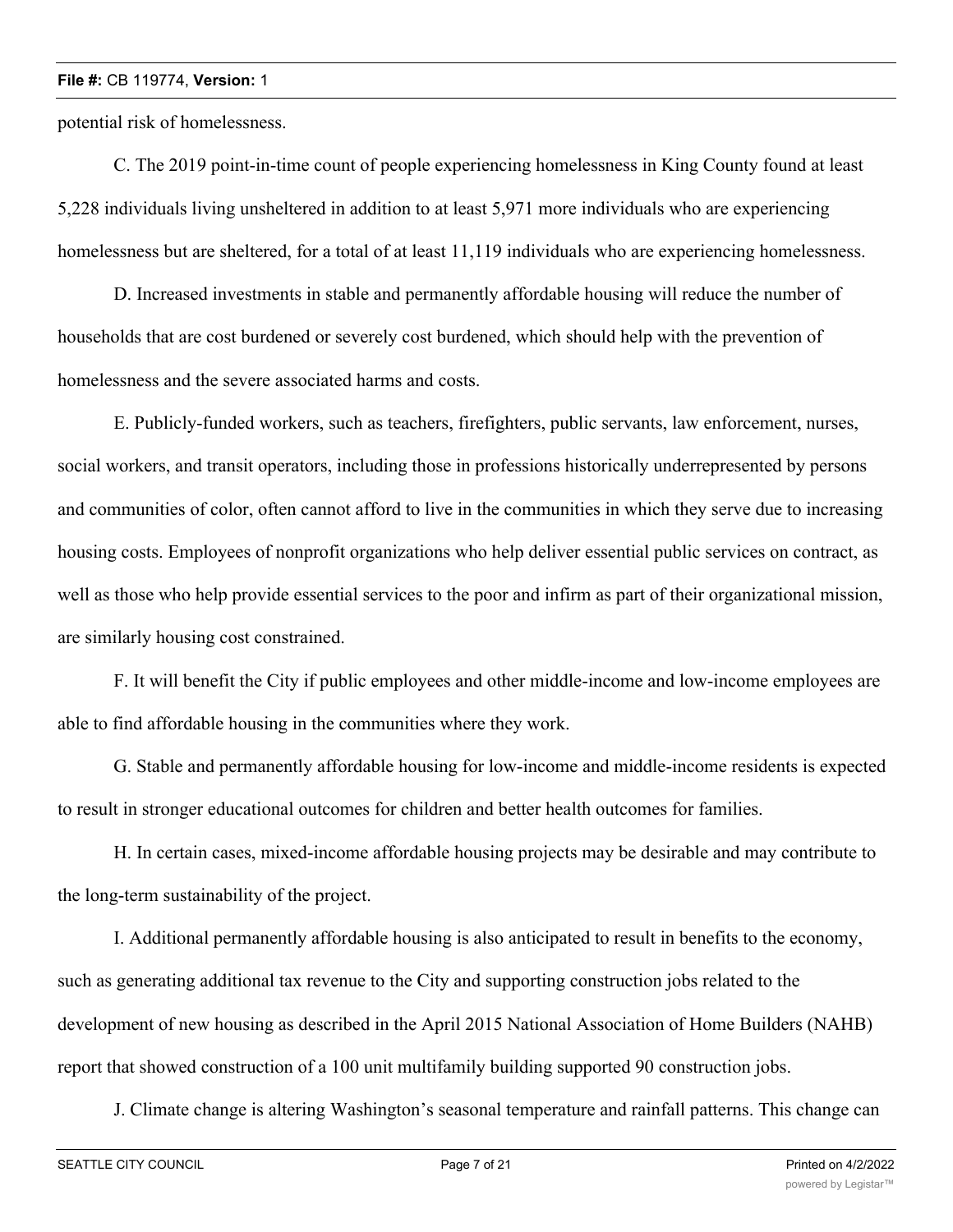potential risk of homelessness.

C. The 2019 point-in-time count of people experiencing homelessness in King County found at least 5,228 individuals living unsheltered in addition to at least 5,971 more individuals who are experiencing homelessness but are sheltered, for a total of at least 11,119 individuals who are experiencing homelessness.

D. Increased investments in stable and permanently affordable housing will reduce the number of households that are cost burdened or severely cost burdened, which should help with the prevention of homelessness and the severe associated harms and costs.

E. Publicly-funded workers, such as teachers, firefighters, public servants, law enforcement, nurses, social workers, and transit operators, including those in professions historically underrepresented by persons and communities of color, often cannot afford to live in the communities in which they serve due to increasing housing costs. Employees of nonprofit organizations who help deliver essential public services on contract, as well as those who help provide essential services to the poor and infirm as part of their organizational mission, are similarly housing cost constrained.

F. It will benefit the City if public employees and other middle-income and low-income employees are able to find affordable housing in the communities where they work.

G. Stable and permanently affordable housing for low-income and middle-income residents is expected to result in stronger educational outcomes for children and better health outcomes for families.

H. In certain cases, mixed-income affordable housing projects may be desirable and may contribute to the long-term sustainability of the project.

I. Additional permanently affordable housing is also anticipated to result in benefits to the economy, such as generating additional tax revenue to the City and supporting construction jobs related to the development of new housing as described in the April 2015 National Association of Home Builders (NAHB) report that showed construction of a 100 unit multifamily building supported 90 construction jobs.

J. Climate change is altering Washington's seasonal temperature and rainfall patterns. This change can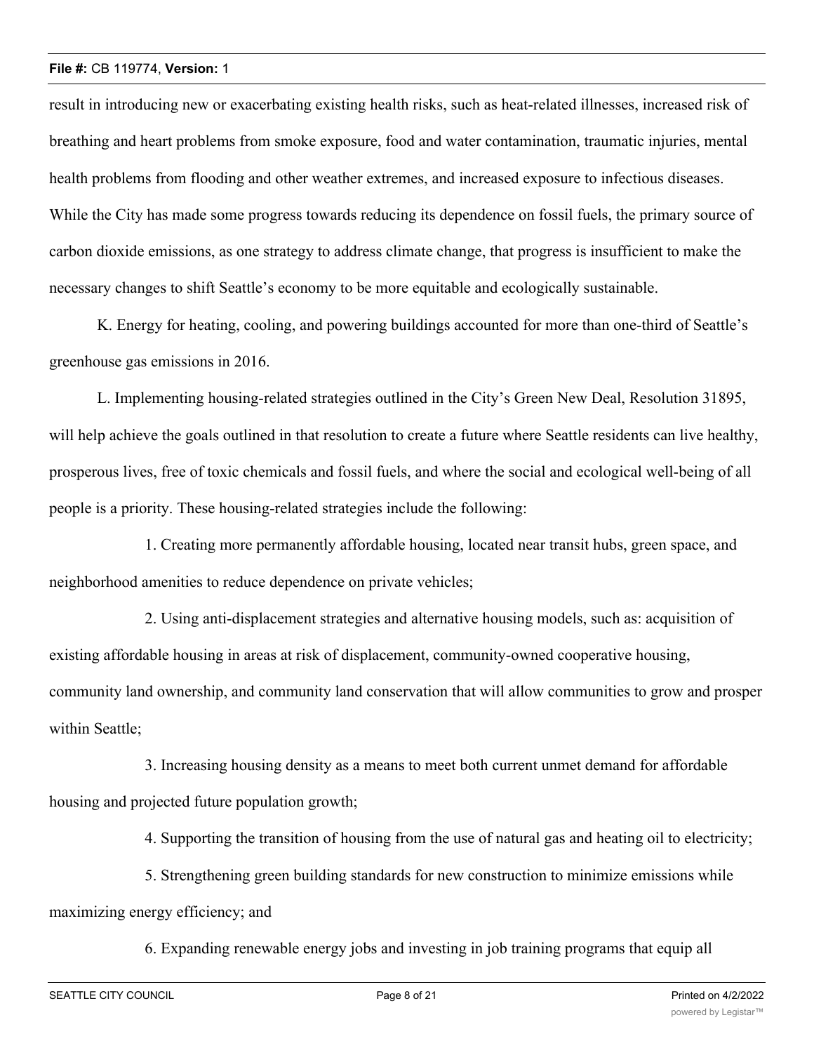result in introducing new or exacerbating existing health risks, such as heat-related illnesses, increased risk of breathing and heart problems from smoke exposure, food and water contamination, traumatic injuries, mental health problems from flooding and other weather extremes, and increased exposure to infectious diseases. While the City has made some progress towards reducing its dependence on fossil fuels, the primary source of carbon dioxide emissions, as one strategy to address climate change, that progress is insufficient to make the necessary changes to shift Seattle's economy to be more equitable and ecologically sustainable.

K. Energy for heating, cooling, and powering buildings accounted for more than one-third of Seattle's greenhouse gas emissions in 2016.

L. Implementing housing-related strategies outlined in the City's Green New Deal, Resolution 31895, will help achieve the goals outlined in that resolution to create a future where Seattle residents can live healthy, prosperous lives, free of toxic chemicals and fossil fuels, and where the social and ecological well-being of all people is a priority. These housing-related strategies include the following:

1. Creating more permanently affordable housing, located near transit hubs, green space, and neighborhood amenities to reduce dependence on private vehicles;

2. Using anti-displacement strategies and alternative housing models, such as: acquisition of existing affordable housing in areas at risk of displacement, community-owned cooperative housing, community land ownership, and community land conservation that will allow communities to grow and prosper within Seattle;

3. Increasing housing density as a means to meet both current unmet demand for affordable housing and projected future population growth;

4. Supporting the transition of housing from the use of natural gas and heating oil to electricity;

5. Strengthening green building standards for new construction to minimize emissions while maximizing energy efficiency; and

6. Expanding renewable energy jobs and investing in job training programs that equip all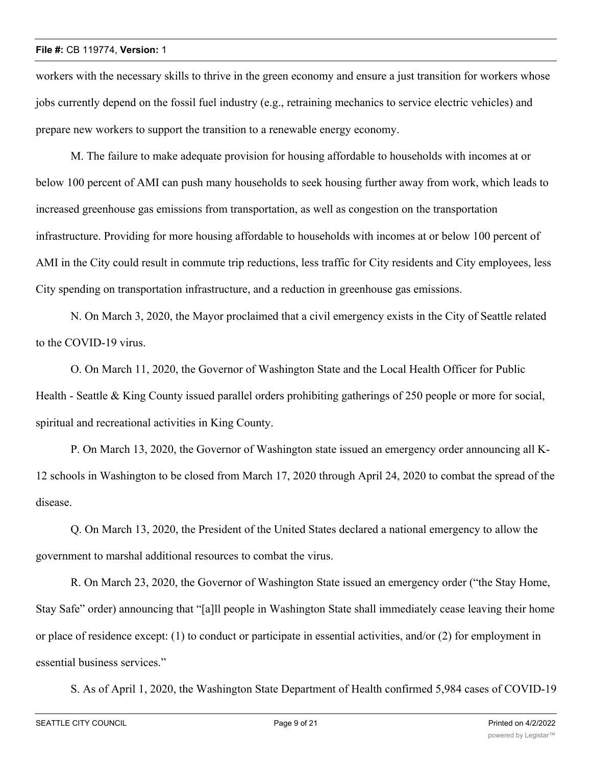workers with the necessary skills to thrive in the green economy and ensure a just transition for workers whose jobs currently depend on the fossil fuel industry (e.g., retraining mechanics to service electric vehicles) and prepare new workers to support the transition to a renewable energy economy.

M. The failure to make adequate provision for housing affordable to households with incomes at or below 100 percent of AMI can push many households to seek housing further away from work, which leads to increased greenhouse gas emissions from transportation, as well as congestion on the transportation infrastructure. Providing for more housing affordable to households with incomes at or below 100 percent of AMI in the City could result in commute trip reductions, less traffic for City residents and City employees, less City spending on transportation infrastructure, and a reduction in greenhouse gas emissions.

N. On March 3, 2020, the Mayor proclaimed that a civil emergency exists in the City of Seattle related to the COVID-19 virus.

O. On March 11, 2020, the Governor of Washington State and the Local Health Officer for Public Health - Seattle & King County issued parallel orders prohibiting gatherings of 250 people or more for social, spiritual and recreational activities in King County.

P. On March 13, 2020, the Governor of Washington state issued an emergency order announcing all K-12 schools in Washington to be closed from March 17, 2020 through April 24, 2020 to combat the spread of the disease.

Q. On March 13, 2020, the President of the United States declared a national emergency to allow the government to marshal additional resources to combat the virus.

R. On March 23, 2020, the Governor of Washington State issued an emergency order ("the Stay Home, Stay Safe" order) announcing that "[a]ll people in Washington State shall immediately cease leaving their home or place of residence except: (1) to conduct or participate in essential activities, and/or (2) for employment in essential business services."

S. As of April 1, 2020, the Washington State Department of Health confirmed 5,984 cases of COVID-19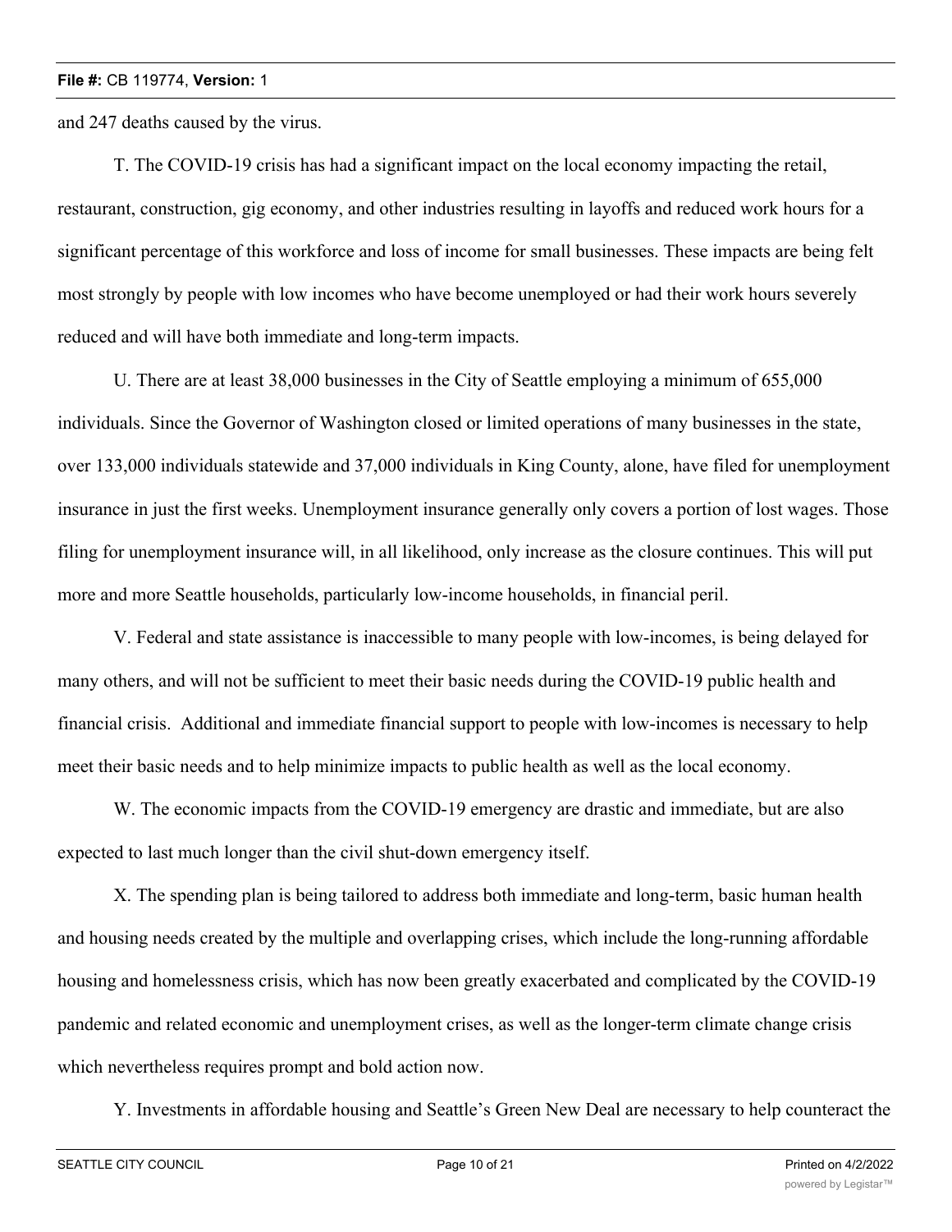and 247 deaths caused by the virus.

T. The COVID-19 crisis has had a significant impact on the local economy impacting the retail, restaurant, construction, gig economy, and other industries resulting in layoffs and reduced work hours for a significant percentage of this workforce and loss of income for small businesses. These impacts are being felt most strongly by people with low incomes who have become unemployed or had their work hours severely reduced and will have both immediate and long-term impacts.

U. There are at least 38,000 businesses in the City of Seattle employing a minimum of 655,000 individuals. Since the Governor of Washington closed or limited operations of many businesses in the state, over 133,000 individuals statewide and 37,000 individuals in King County, alone, have filed for unemployment insurance in just the first weeks. Unemployment insurance generally only covers a portion of lost wages. Those filing for unemployment insurance will, in all likelihood, only increase as the closure continues. This will put more and more Seattle households, particularly low-income households, in financial peril.

V. Federal and state assistance is inaccessible to many people with low-incomes, is being delayed for many others, and will not be sufficient to meet their basic needs during the COVID-19 public health and financial crisis. Additional and immediate financial support to people with low-incomes is necessary to help meet their basic needs and to help minimize impacts to public health as well as the local economy.

W. The economic impacts from the COVID-19 emergency are drastic and immediate, but are also expected to last much longer than the civil shut-down emergency itself.

X. The spending plan is being tailored to address both immediate and long-term, basic human health and housing needs created by the multiple and overlapping crises, which include the long-running affordable housing and homelessness crisis, which has now been greatly exacerbated and complicated by the COVID-19 pandemic and related economic and unemployment crises, as well as the longer-term climate change crisis which nevertheless requires prompt and bold action now.

Y. Investments in affordable housing and Seattle's Green New Deal are necessary to help counteract the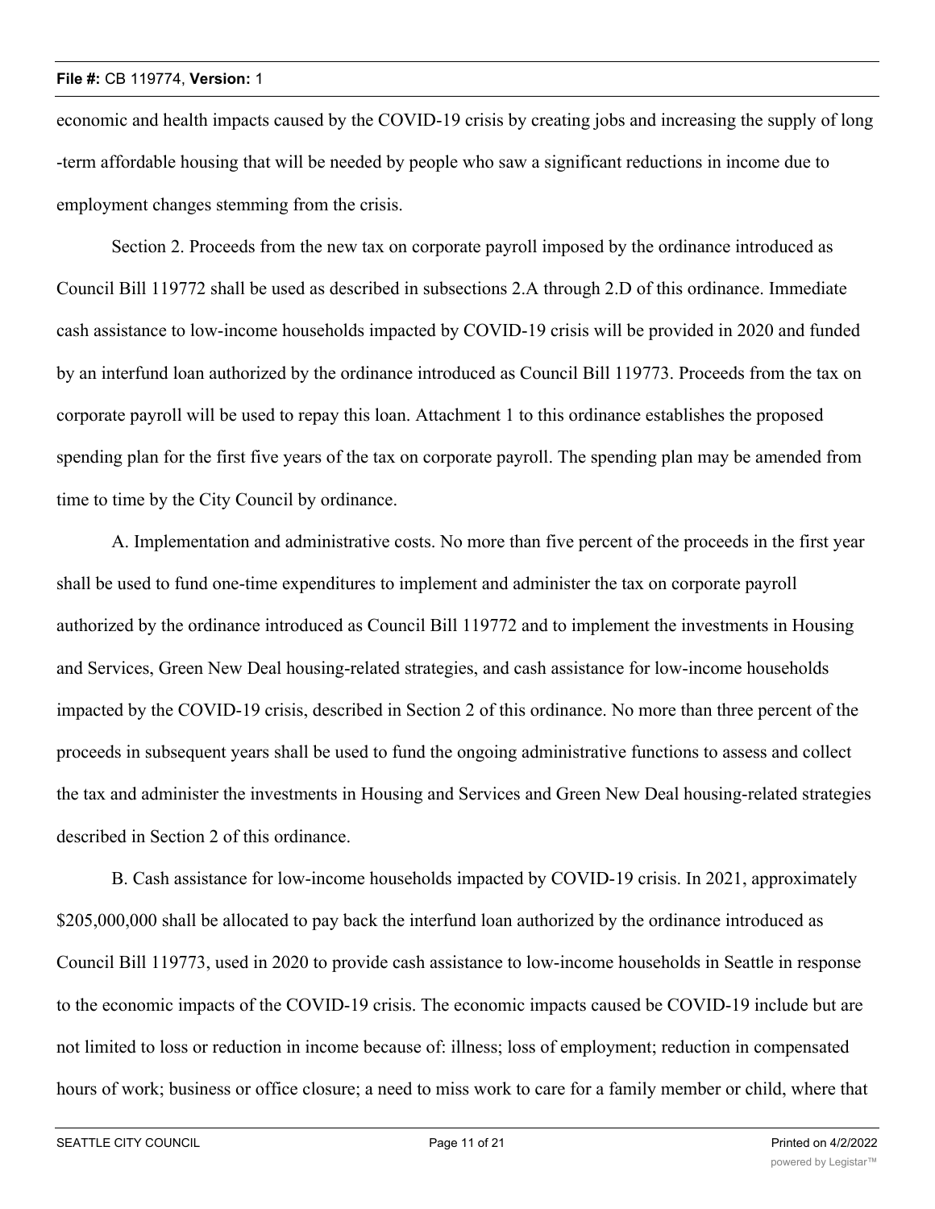economic and health impacts caused by the COVID-19 crisis by creating jobs and increasing the supply of long-term affordable housing that will be needed by people who saw a significant reductions in income due to employment changes stemming from the crisis.

Section 2. Proceeds from the new tax on corporate payroll imposed by the ordinance introduced as Council Bill 119772 shall be used as described in subsections 2.A through 2.D of this ordinance. Immediate cash assistance to low-income households impacted by COVID-19 crisis will be provided in 2020 and funded by an interfund loan authorized by the ordinance introduced as Council Bill 119773. Proceeds from the tax on corporate payroll will be used to repay this loan. Attachment 1 to this ordinance establishes the proposed spending plan for the first five years of the tax on corporate payroll. The spending plan may be amended from time to time by the City Council by ordinance.

A. Implementation and administrative costs. No more than five percent of the proceeds in the first year shall be used to fund one-time expenditures to implement and administer the tax on corporate payroll authorized by the ordinance introduced as Council Bill 119772 and to implement the investments in Housing and Services, Green New Deal housing-related strategies, and cash assistance for low-income households impacted by the COVID-19 crisis, described in Section 2 of this ordinance. No more than three percent of the proceeds in subsequent years shall be used to fund the ongoing administrative functions to assess and collect the tax and administer the investments in Housing and Services and Green New Deal housing-related strategies described in Section 2 of this ordinance.

B. Cash assistance for low-income households impacted by COVID-19 crisis. In 2021, approximately $205,000,000 shall be allocated to pay back the interfund loan authorized by the ordinance introduced as Council Bill 119773, used in 2020 to provide cash assistance to low-income households in Seattle in response to the economic impacts of the COVID-19 crisis. The economic impacts caused be COVID-19 include but are not limited to loss or reduction in income because of: illness; loss of employment; reduction in compensated hours of work; business or office closure; a need to miss work to care for a family member or child, where that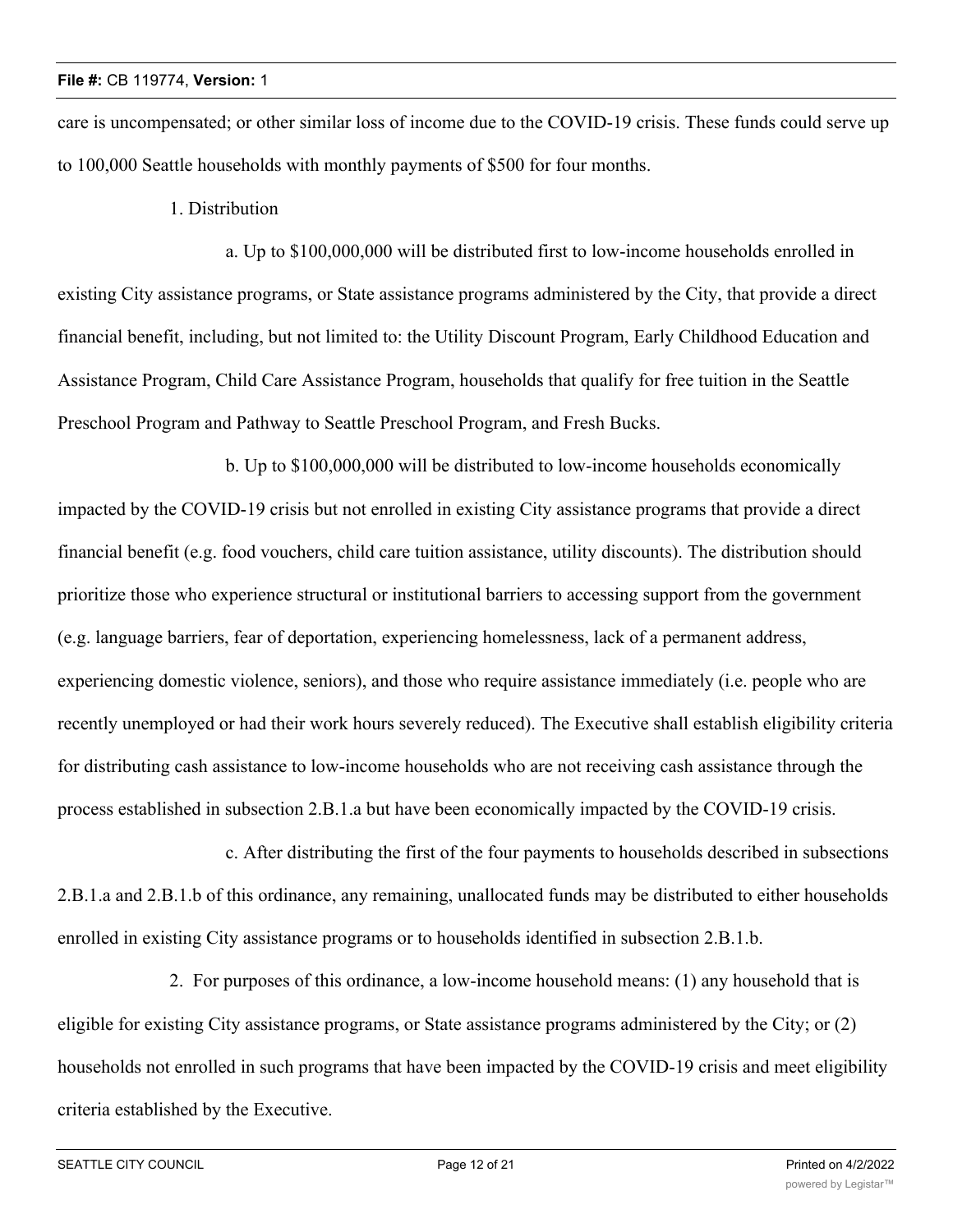care is uncompensated; or other similar loss of income due to the COVID-19 crisis. These funds could serve up to 100,000 Seattle households with monthly payments of $500 for four months.

1. Distribution

a. Up to $100,000,000 will be distributed first to low-income households enrolled in existing City assistance programs, or State assistance programs administered by the City, that provide a direct financial benefit, including, but not limited to: the Utility Discount Program, Early Childhood Education and Assistance Program, Child Care Assistance Program, households that qualify for free tuition in the Seattle Preschool Program and Pathway to Seattle Preschool Program, and Fresh Bucks.

b. Up to $100,000,000 will be distributed to low-income households economically impacted by the COVID-19 crisis but not enrolled in existing City assistance programs that provide a direct financial benefit (e.g. food vouchers, child care tuition assistance, utility discounts). The distribution should prioritize those who experience structural or institutional barriers to accessing support from the government (e.g. language barriers, fear of deportation, experiencing homelessness, lack of a permanent address, experiencing domestic violence, seniors), and those who require assistance immediately (i.e. people who are recently unemployed or had their work hours severely reduced). The Executive shall establish eligibility criteria for distributing cash assistance to low-income households who are not receiving cash assistance through the process established in subsection 2.B.1.a but have been economically impacted by the COVID-19 crisis.

c. After distributing the first of the four payments to households described in subsections 2.B.1.a and 2.B.1.b of this ordinance, any remaining, unallocated funds may be distributed to either households enrolled in existing City assistance programs or to households identified in subsection 2.B.1.b.

2. For purposes of this ordinance, a low-income household means: (1) any household that is eligible for existing City assistance programs, or State assistance programs administered by the City; or (2) households not enrolled in such programs that have been impacted by the COVID-19 crisis and meet eligibility criteria established by the Executive.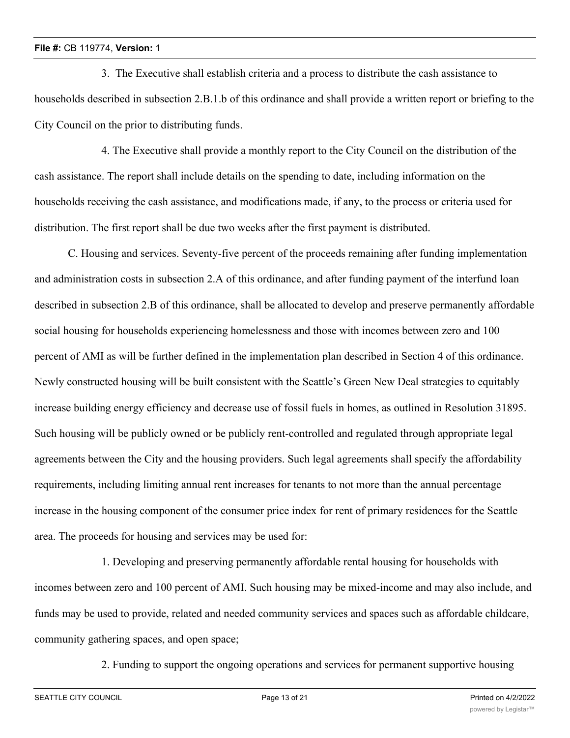3. The Executive shall establish criteria and a process to distribute the cash assistance to households described in subsection 2.B.1.b of this ordinance and shall provide a written report or briefing to the City Council on the prior to distributing funds.

4. The Executive shall provide a monthly report to the City Council on the distribution of the cash assistance. The report shall include details on the spending to date, including information on the households receiving the cash assistance, and modifications made, if any, to the process or criteria used for distribution. The first report shall be due two weeks after the first payment is distributed.

C. Housing and services. Seventy-five percent of the proceeds remaining after funding implementation and administration costs in subsection 2.A of this ordinance, and after funding payment of the interfund loan described in subsection 2.B of this ordinance, shall be allocated to develop and preserve permanently affordable social housing for households experiencing homelessness and those with incomes between zero and 100 percent of AMI as will be further defined in the implementation plan described in Section 4 of this ordinance. Newly constructed housing will be built consistent with the Seattle's Green New Deal strategies to equitably increase building energy efficiency and decrease use of fossil fuels in homes, as outlined in Resolution 31895. Such housing will be publicly owned or be publicly rent-controlled and regulated through appropriate legal agreements between the City and the housing providers. Such legal agreements shall specify the affordability requirements, including limiting annual rent increases for tenants to not more than the annual percentage increase in the housing component of the consumer price index for rent of primary residences for the Seattle area. The proceeds for housing and services may be used for:

1. Developing and preserving permanently affordable rental housing for households with incomes between zero and 100 percent of AMI. Such housing may be mixed-income and may also include, and funds may be used to provide, related and needed community services and spaces such as affordable childcare, community gathering spaces, and open space;

2. Funding to support the ongoing operations and services for permanent supportive housing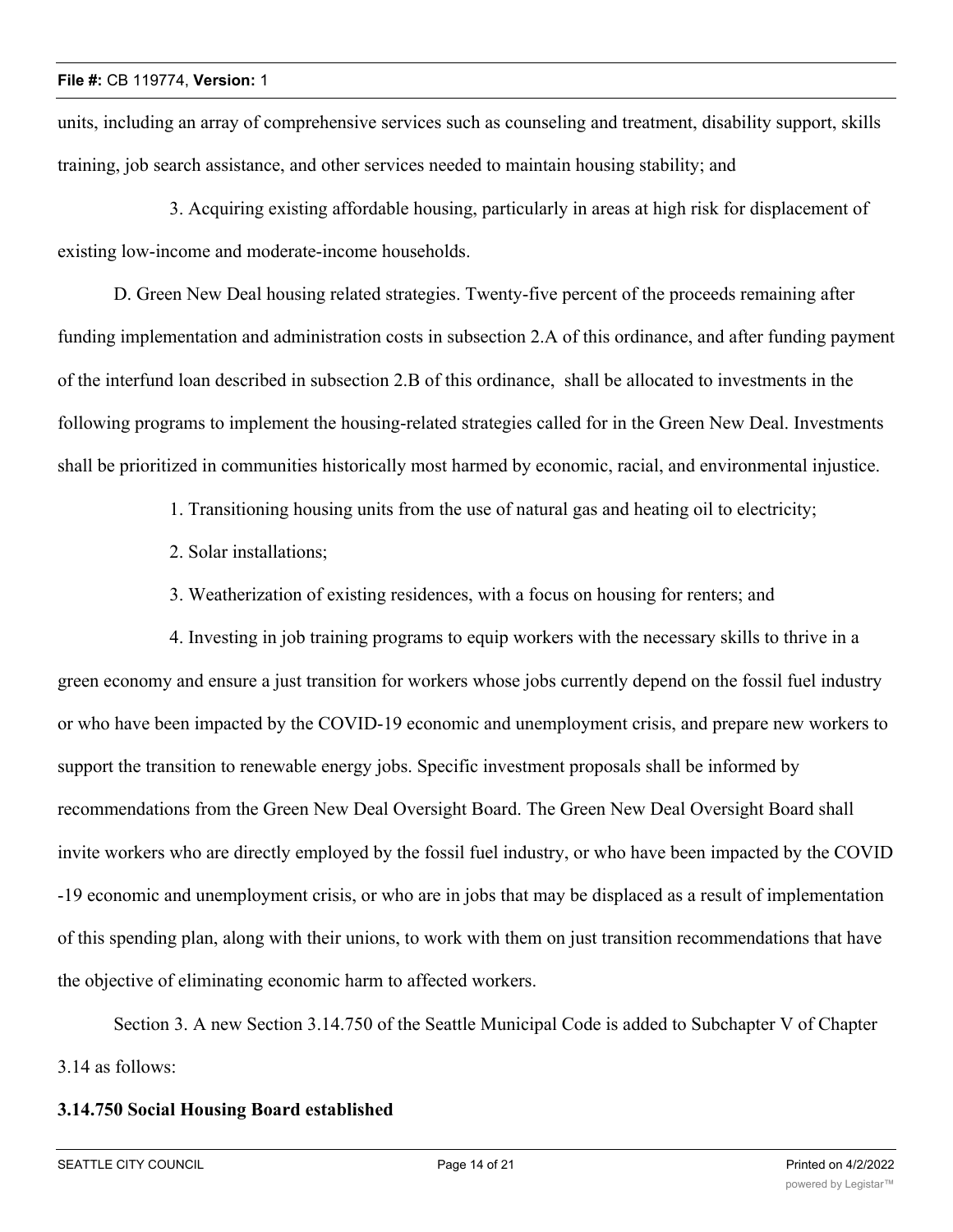units, including an array of comprehensive services such as counseling and treatment, disability support, skills training, job search assistance, and other services needed to maintain housing stability; and

3. Acquiring existing affordable housing, particularly in areas at high risk for displacement of existing low-income and moderate-income households.

D. Green New Deal housing related strategies. Twenty-five percent of the proceeds remaining after funding implementation and administration costs in subsection 2.A of this ordinance, and after funding payment of the interfund loan described in subsection 2.B of this ordinance, shall be allocated to investments in the following programs to implement the housing-related strategies called for in the Green New Deal. Investments shall be prioritized in communities historically most harmed by economic, racial, and environmental injustice.

1. Transitioning housing units from the use of natural gas and heating oil to electricity;

2. Solar installations;

3. Weatherization of existing residences, with a focus on housing for renters; and

4. Investing in job training programs to equip workers with the necessary skills to thrive in a green economy and ensure a just transition for workers whose jobs currently depend on the fossil fuel industry or who have been impacted by the COVID-19 economic and unemployment crisis, and prepare new workers to support the transition to renewable energy jobs. Specific investment proposals shall be informed by recommendations from the Green New Deal Oversight Board. The Green New Deal Oversight Board shall invite workers who are directly employed by the fossil fuel industry, or who have been impacted by the COVID-19 economic and unemployment crisis, or who are in jobs that may be displaced as a result of implementation of this spending plan, along with their unions, to work with them on just transition recommendations that have the objective of eliminating economic harm to affected workers.

Section 3. A new Section 3.14.750 of the Seattle Municipal Code is added to Subchapter V of Chapter 3.14 as follows:

**3.14.750 Social Housing Board established**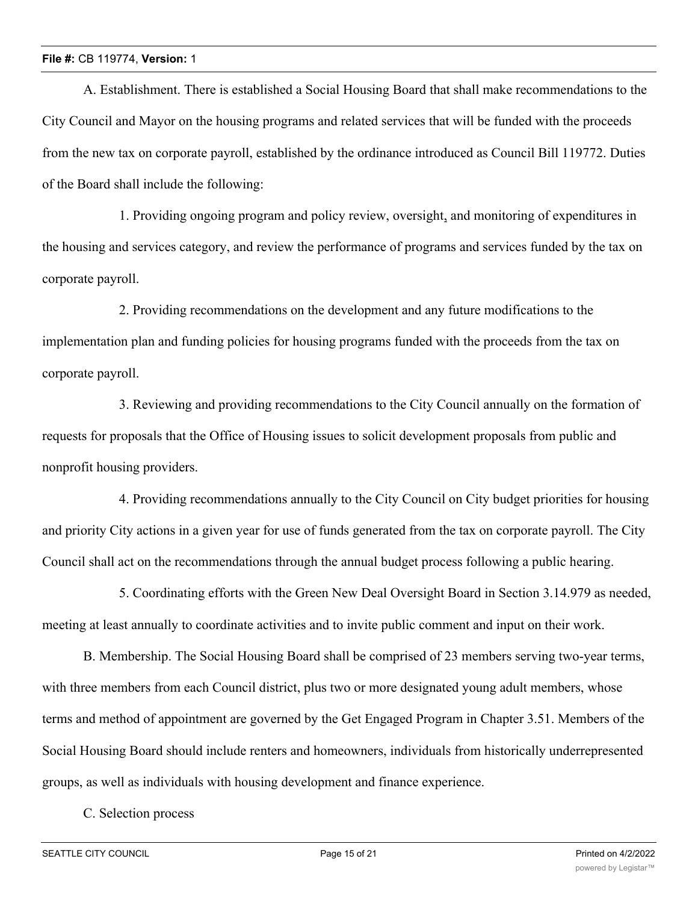A. Establishment. There is established a Social Housing Board that shall make recommendations to the City Council and Mayor on the housing programs and related services that will be funded with the proceeds from the new tax on corporate payroll, established by the ordinance introduced as Council Bill 119772. Duties of the Board shall include the following:

1. Providing ongoing program and policy review, oversight, and monitoring of expenditures in the housing and services category, and review the performance of programs and services funded by the tax on corporate payroll.

2. Providing recommendations on the development and any future modifications to the implementation plan and funding policies for housing programs funded with the proceeds from the tax on corporate payroll.

3. Reviewing and providing recommendations to the City Council annually on the formation of requests for proposals that the Office of Housing issues to solicit development proposals from public and nonprofit housing providers.

4. Providing recommendations annually to the City Council on City budget priorities for housing and priority City actions in a given year for use of funds generated from the tax on corporate payroll. The City Council shall act on the recommendations through the annual budget process following a public hearing.

5. Coordinating efforts with the Green New Deal Oversight Board in Section 3.14.979 as needed, meeting at least annually to coordinate activities and to invite public comment and input on their work.

B. Membership. The Social Housing Board shall be comprised of 23 members serving two-year terms, with three members from each Council district, plus two or more designated young adult members, whose terms and method of appointment are governed by the Get Engaged Program in Chapter 3.51. Members of the Social Housing Board should include renters and homeowners, individuals from historically underrepresented groups, as well as individuals with housing development and finance experience.

C. Selection process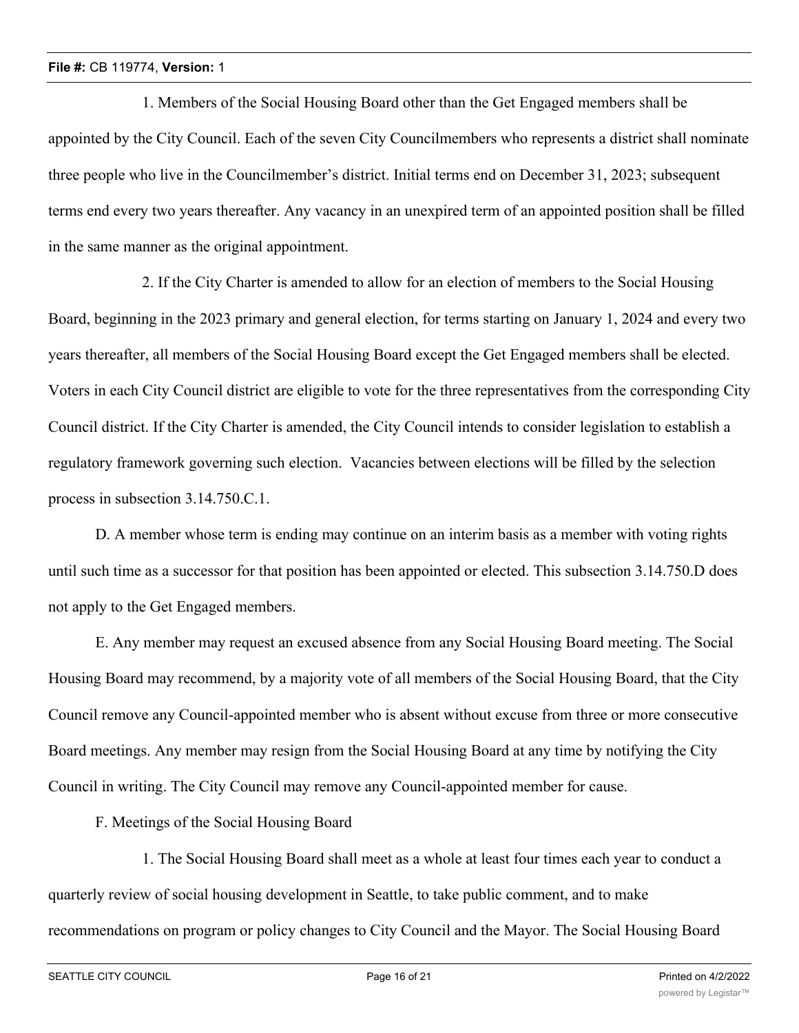1. Members of the Social Housing Board other than the Get Engaged members shall be appointed by the City Council. Each of the seven City Councilmembers who represents a district shall nominate three people who live in the Councilmember's district. Initial terms end on December 31, 2023; subsequent terms end every two years thereafter. Any vacancy in an unexpired term of an appointed position shall be filled in the same manner as the original appointment.

2. If the City Charter is amended to allow for an election of members to the Social Housing Board, beginning in the 2023 primary and general election, for terms starting on January 1, 2024 and every two years thereafter, all members of the Social Housing Board except the Get Engaged members shall be elected. Voters in each City Council district are eligible to vote for the three representatives from the corresponding City Council district. If the City Charter is amended, the City Council intends to consider legislation to establish a regulatory framework governing such election. Vacancies between elections will be filled by the selection process in subsection 3.14.750.C.1.

D. A member whose term is ending may continue on an interim basis as a member with voting rights until such time as a successor for that position has been appointed or elected. This subsection 3.14.750.D does not apply to the Get Engaged members.

E. Any member may request an excused absence from any Social Housing Board meeting. The Social Housing Board may recommend, by a majority vote of all members of the Social Housing Board, that the City Council remove any Council-appointed member who is absent without excuse from three or more consecutive Board meetings. Any member may resign from the Social Housing Board at any time by notifying the City Council in writing. The City Council may remove any Council-appointed member for cause.

F. Meetings of the Social Housing Board

1. The Social Housing Board shall meet as a whole at least four times each year to conduct a quarterly review of social housing development in Seattle, to take public comment, and to make recommendations on program or policy changes to City Council and the Mayor. The Social Housing Board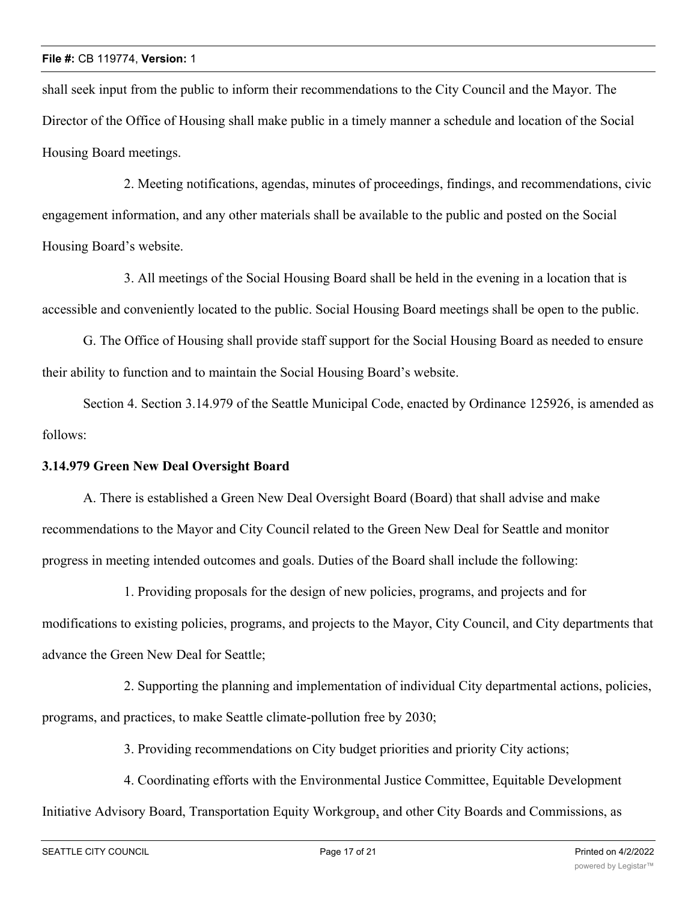shall seek input from the public to inform their recommendations to the City Council and the Mayor. The Director of the Office of Housing shall make public in a timely manner a schedule and location of the Social Housing Board meetings.

2. Meeting notifications, agendas, minutes of proceedings, findings, and recommendations, civic engagement information, and any other materials shall be available to the public and posted on the Social Housing Board's website.

3. All meetings of the Social Housing Board shall be held in the evening in a location that is accessible and conveniently located to the public. Social Housing Board meetings shall be open to the public.

G. The Office of Housing shall provide staff support for the Social Housing Board as needed to ensure their ability to function and to maintain the Social Housing Board's website.

Section 4. Section 3.14.979 of the Seattle Municipal Code, enacted by Ordinance 125926, is amended as follows:

**3.14.979 Green New Deal Oversight Board**

A. There is established a Green New Deal Oversight Board (Board) that shall advise and make recommendations to the Mayor and City Council related to the Green New Deal for Seattle and monitor progress in meeting intended outcomes and goals. Duties of the Board shall include the following:

1. Providing proposals for the design of new policies, programs, and projects and for modifications to existing policies, programs, and projects to the Mayor, City Council, and City departments that advance the Green New Deal for Seattle;

2. Supporting the planning and implementation of individual City departmental actions, policies, programs, and practices, to make Seattle climate-pollution free by 2030;

3. Providing recommendations on City budget priorities and priority City actions;

4. Coordinating efforts with the Environmental Justice Committee, Equitable Development Initiative Advisory Board, Transportation Equity Workgroup, and other City Boards and Commissions, as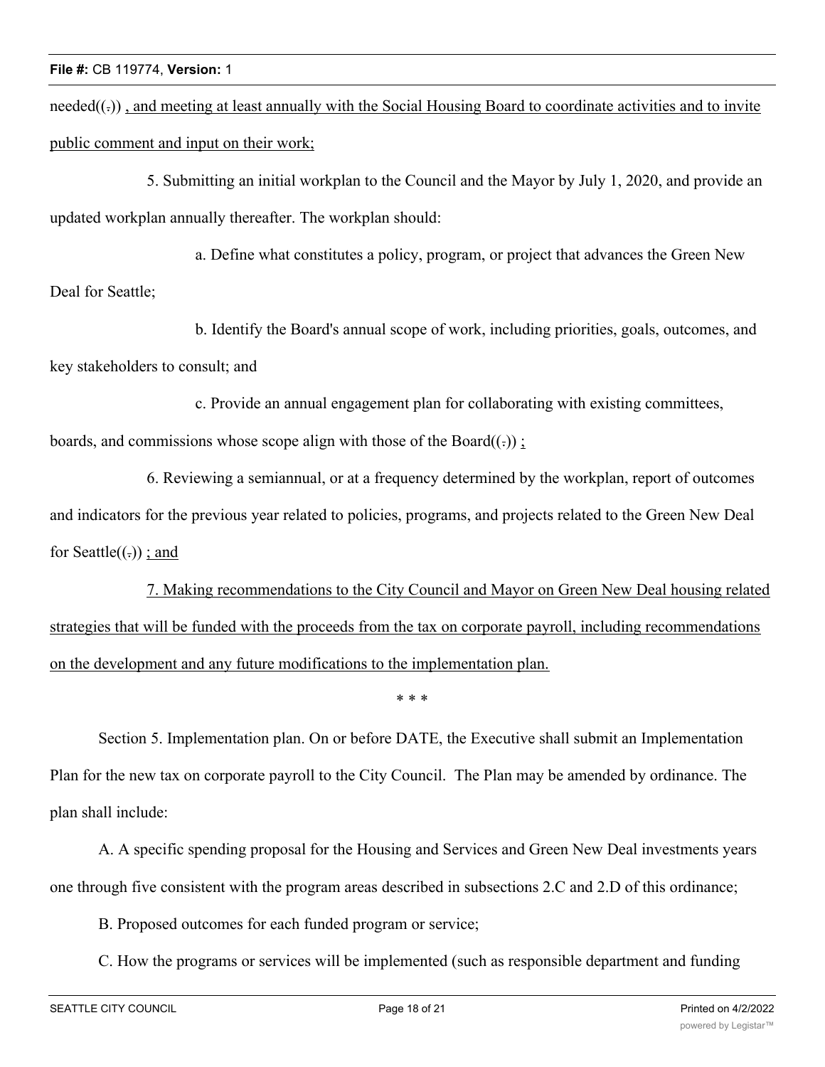needed((.)) <u>, and meeting at least annually with the Social Housing Board to coordinate activities and to invite public comment and input on their work;</u>

5. Submitting an initial workplan to the Council and the Mayor by July 1, 2020, and provide an updated workplan annually thereafter. The workplan should:

a. Define what constitutes a policy, program, or project that advances the Green New Deal for Seattle;

b. Identify the Board's annual scope of work, including priorities, goals, outcomes, and key stakeholders to consult; and

c. Provide an annual engagement plan for collaborating with existing committees, boards, and commissions whose scope align with those of the Board((.)) <u>;</u>

6. Reviewing a semiannual, or at a frequency determined by the workplan, report of outcomes and indicators for the previous year related to policies, programs, and projects related to the Green New Deal for Seattle((.)) <u>; and</u>

<u>7. Making recommendations to the City Council and Mayor on Green New Deal housing related strategies that will be funded with the proceeds from the tax on corporate payroll, including recommendations on the development and any future modifications to the implementation plan.</u>

* * *

Section 5. Implementation plan. On or before DATE, the Executive shall submit an Implementation Plan for the new tax on corporate payroll to the City Council. The Plan may be amended by ordinance. The plan shall include:

A. A specific spending proposal for the Housing and Services and Green New Deal investments years one through five consistent with the program areas described in subsections 2.C and 2.D of this ordinance;

B. Proposed outcomes for each funded program or service;

C. How the programs or services will be implemented (such as responsible department and funding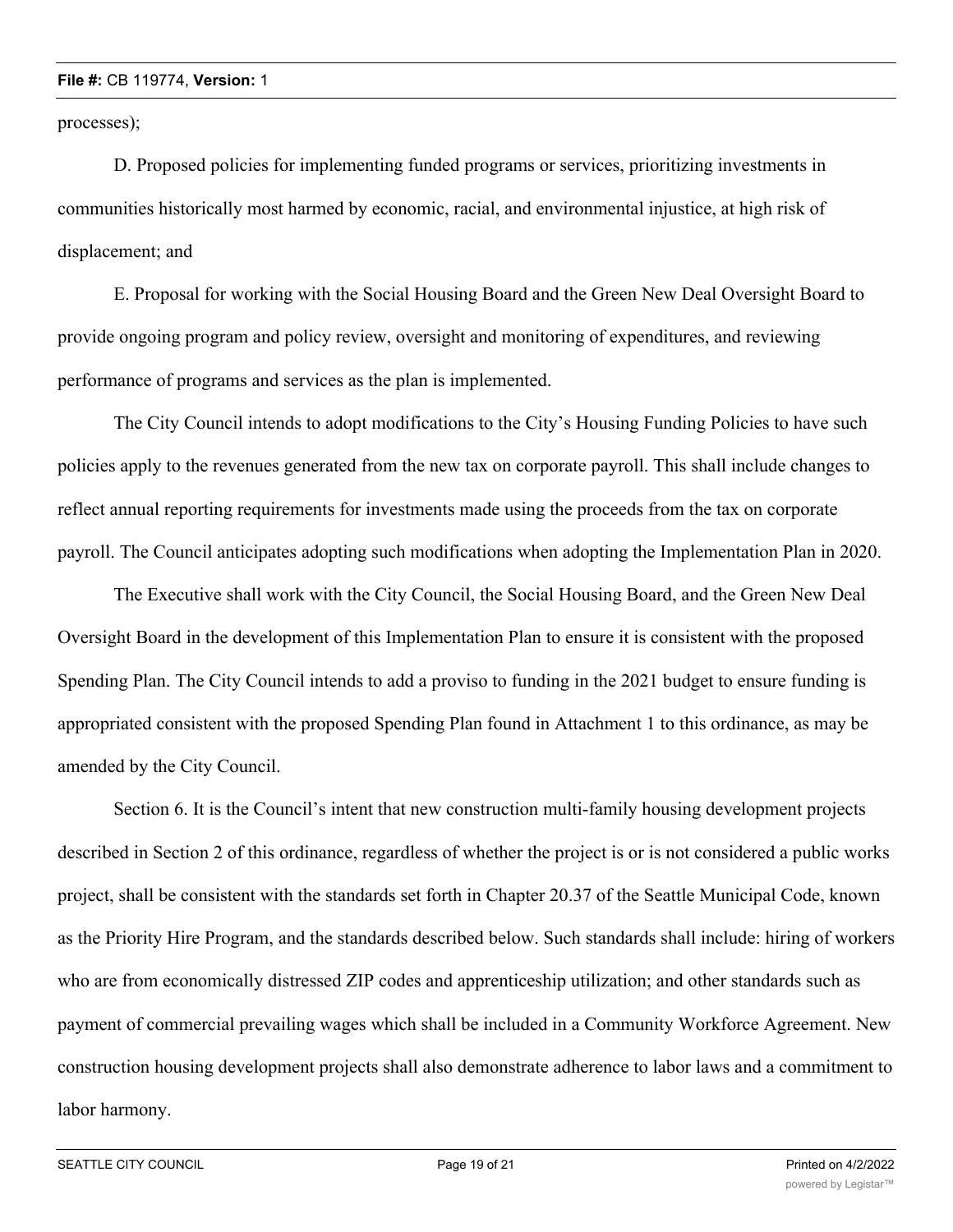processes);

D. Proposed policies for implementing funded programs or services, prioritizing investments in communities historically most harmed by economic, racial, and environmental injustice, at high risk of displacement; and

E. Proposal for working with the Social Housing Board and the Green New Deal Oversight Board to provide ongoing program and policy review, oversight and monitoring of expenditures, and reviewing performance of programs and services as the plan is implemented.

The City Council intends to adopt modifications to the City's Housing Funding Policies to have such policies apply to the revenues generated from the new tax on corporate payroll. This shall include changes to reflect annual reporting requirements for investments made using the proceeds from the tax on corporate payroll. The Council anticipates adopting such modifications when adopting the Implementation Plan in 2020.

The Executive shall work with the City Council, the Social Housing Board, and the Green New Deal Oversight Board in the development of this Implementation Plan to ensure it is consistent with the proposed Spending Plan. The City Council intends to add a proviso to funding in the 2021 budget to ensure funding is appropriated consistent with the proposed Spending Plan found in Attachment 1 to this ordinance, as may be amended by the City Council.

Section 6. It is the Council's intent that new construction multi-family housing development projects described in Section 2 of this ordinance, regardless of whether the project is or is not considered a public works project, shall be consistent with the standards set forth in Chapter 20.37 of the Seattle Municipal Code, known as the Priority Hire Program, and the standards described below. Such standards shall include: hiring of workers who are from economically distressed ZIP codes and apprenticeship utilization; and other standards such as payment of commercial prevailing wages which shall be included in a Community Workforce Agreement. New construction housing development projects shall also demonstrate adherence to labor laws and a commitment to labor harmony.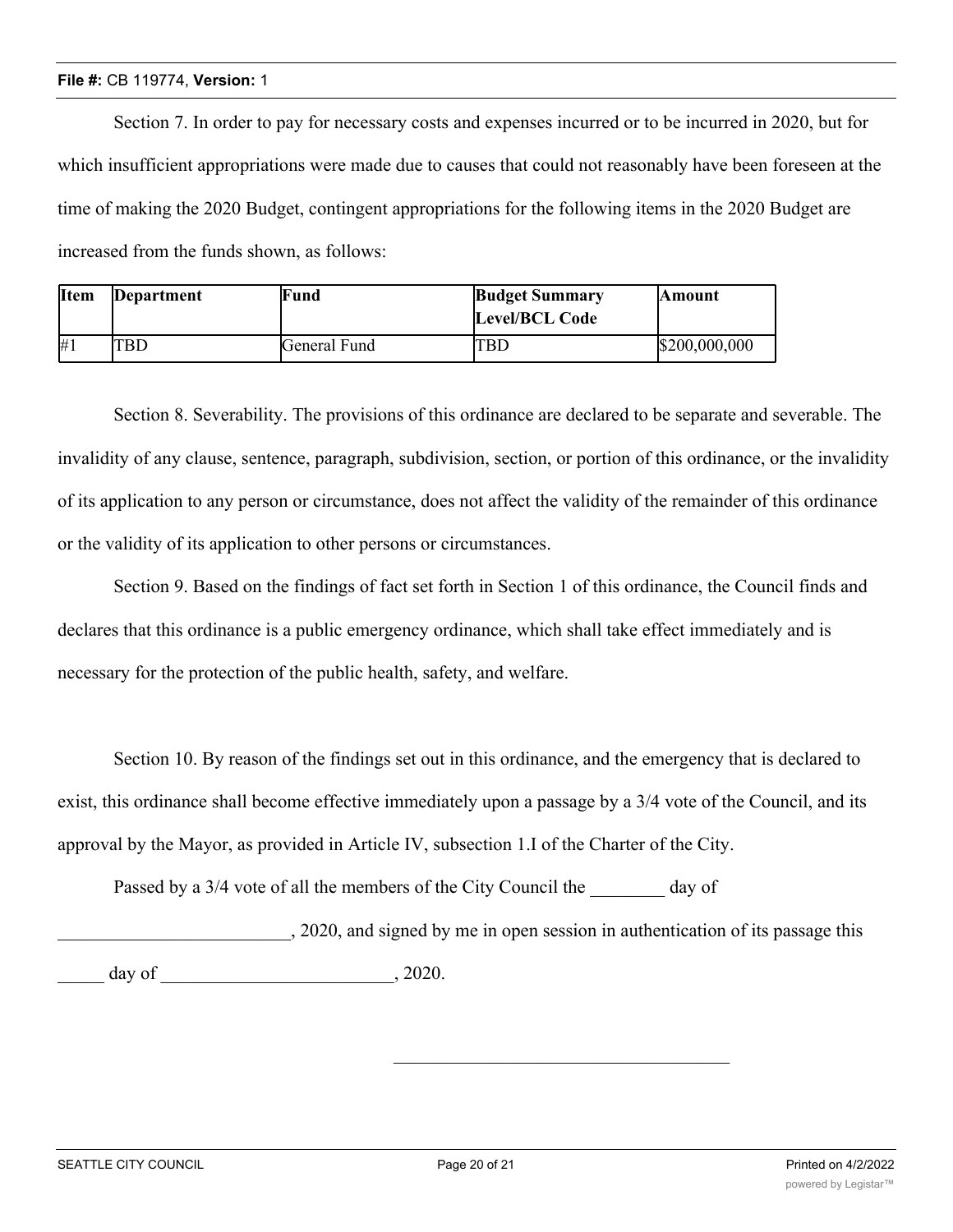Section 7. In order to pay for necessary costs and expenses incurred or to be incurred in 2020, but for which insufficient appropriations were made due to causes that could not reasonably have been foreseen at the time of making the 2020 Budget, contingent appropriations for the following items in the 2020 Budget are increased from the funds shown, as follows:

| Item | Department | Fund | Budget Summary Level/BCL Code | Amount |
|---|---|---|---|---|
| #1 | TBD | General Fund | TBD | $200,000,000 |

Section 8. Severability. The provisions of this ordinance are declared to be separate and severable. The invalidity of any clause, sentence, paragraph, subdivision, section, or portion of this ordinance, or the invalidity of its application to any person or circumstance, does not affect the validity of the remainder of this ordinance or the validity of its application to other persons or circumstances.

Section 9. Based on the findings of fact set forth in Section 1 of this ordinance, the Council finds and declares that this ordinance is a public emergency ordinance, which shall take effect immediately and is necessary for the protection of the public health, safety, and welfare.

Section 10. By reason of the findings set out in this ordinance, and the emergency that is declared to exist, this ordinance shall become effective immediately upon a passage by a 3/4 vote of the Council, and its approval by the Mayor, as provided in Article IV, subsection 1.I of the Charter of the City.

Passed by a 3/4 vote of all the members of the City Council the ________ day of _________________________, 2020, and signed by me in open session in authentication of its passage this _____ day of _________________________, 2020.

_____________________________________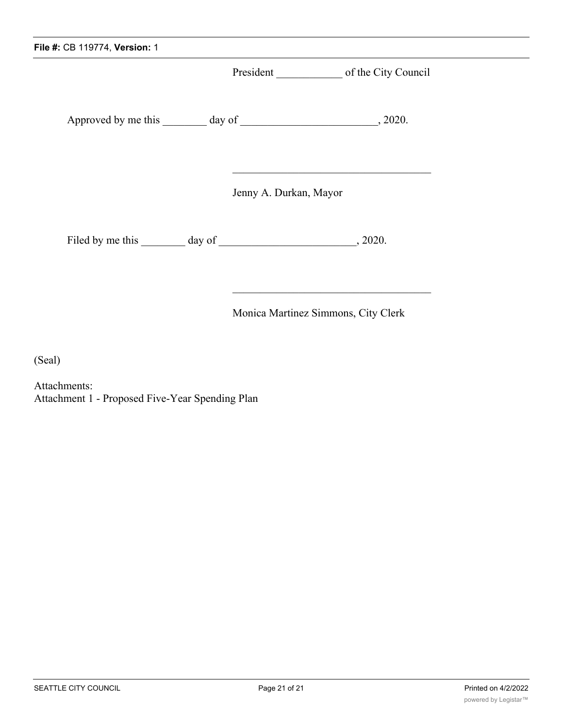President ____________ of the City Council

Approved by me this ________ day of _________________________, 2020.

_____________________________________

Jenny A. Durkan, Mayor

Filed by me this ________ day of _________________________, 2020.

_____________________________________

Monica Martinez Simmons, City Clerk

(Seal)

Attachments:
Attachment 1 - Proposed Five-Year Spending Plan